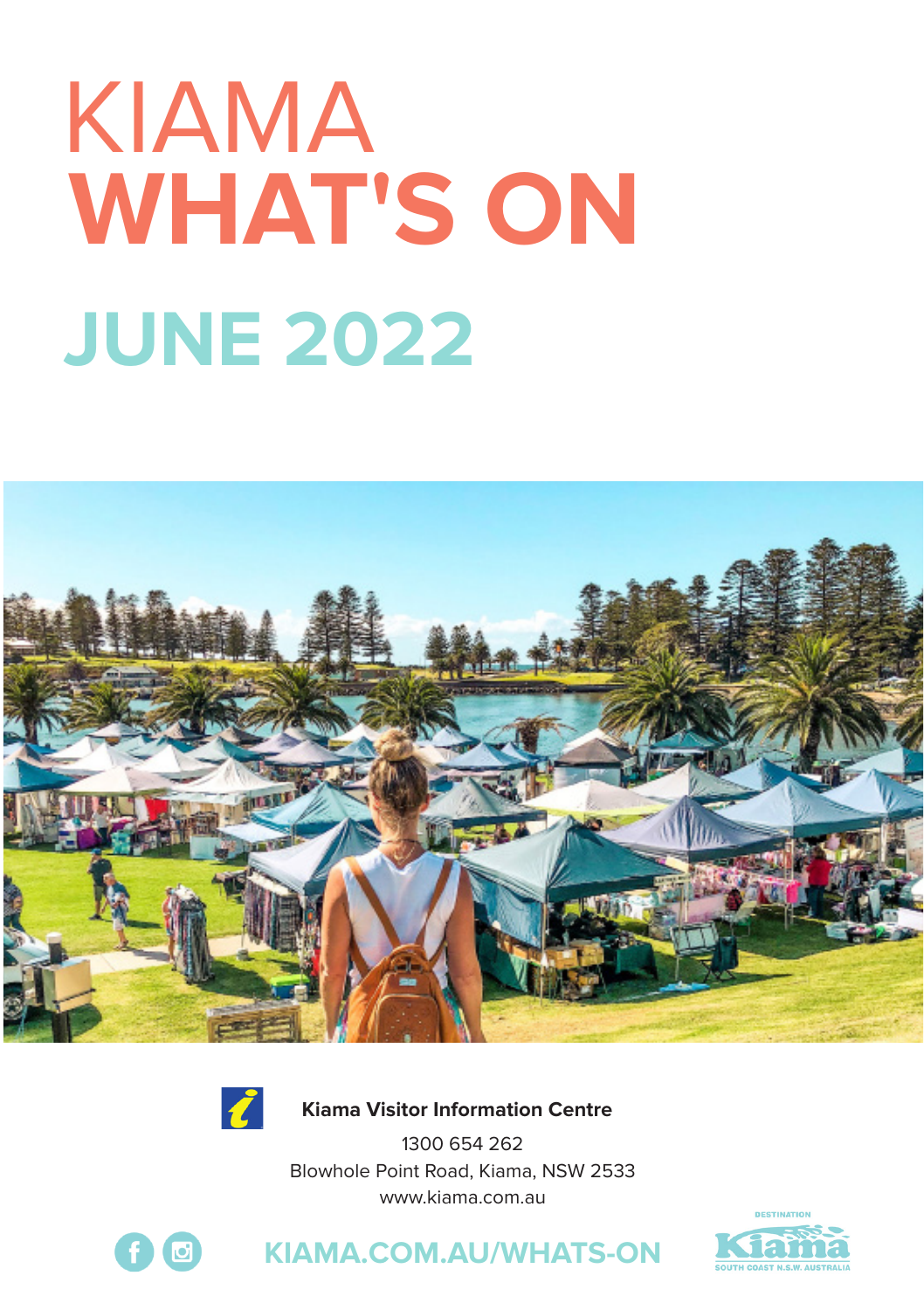# KIAMA WHAT'S ON

## JUNE 2022

**Kiama Visitor Information Centre**

1300 654 262

Blowhole Point Road, Kiama, NSW 2533

www.kiama.com.au

KIAMA.COM.AU/WHATS-ON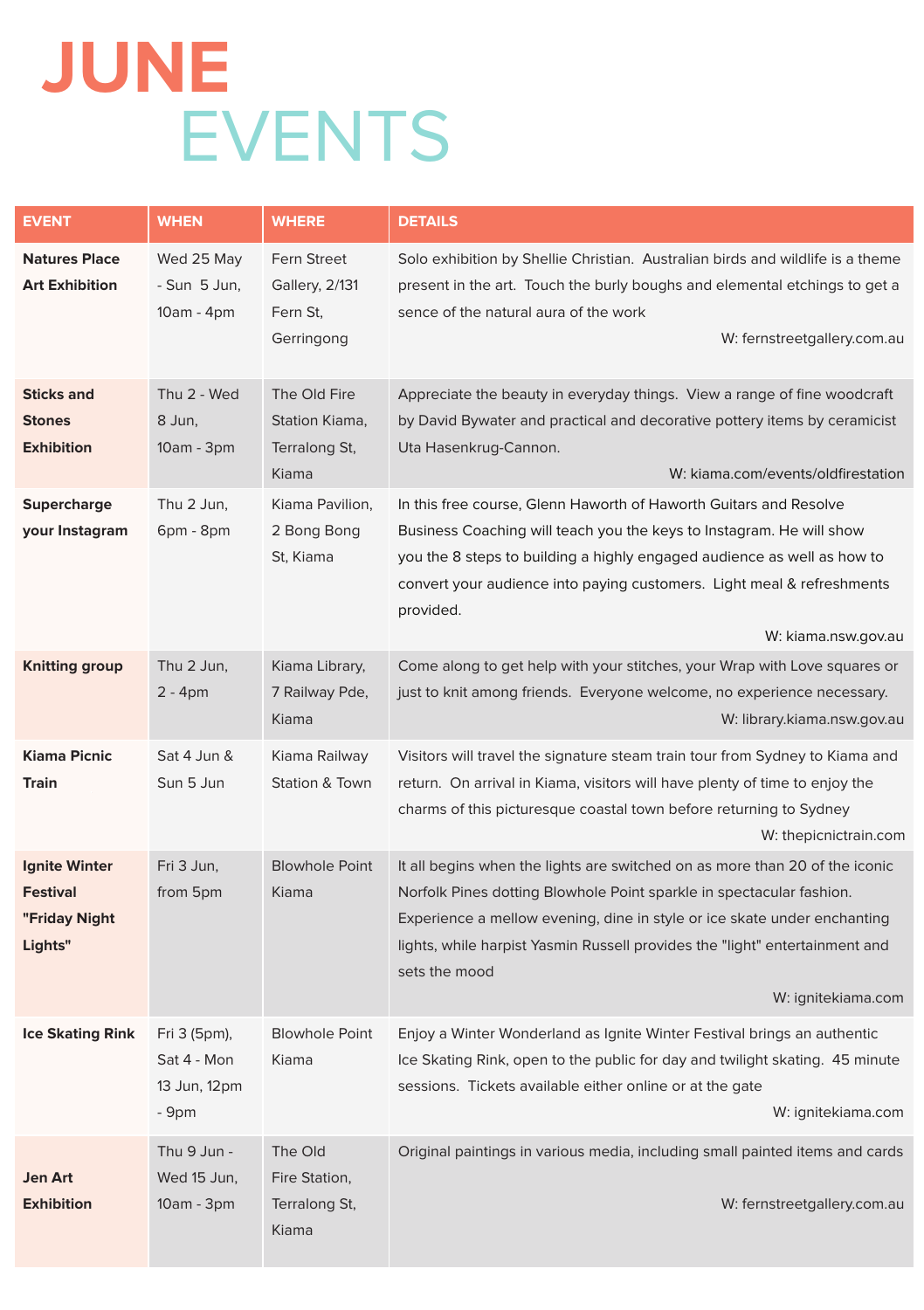# JUNE EVENTS

| EVENT | WHEN | WHERE | DETAILS |
|---|---|---|---|
| **Natures Place Art Exhibition** | Wed 25 May - Sun 5 Jun, 10am - 4pm | Fern Street Gallery, 2/131 Fern St, Gerringong | Solo exhibition by Shellie Christian. Australian birds and wildlife is a theme present in the art. Touch the burly boughs and elemental etchings to get a sence of the natural aura of the work<br>W: fernstreetgallery.com.au |
| **Sticks and Stones Exhibition** | Thu 2 - Wed 8 Jun, 10am - 3pm | The Old Fire Station Kiama, Terralong St, Kiama | Appreciate the beauty in everyday things. View a range of fine woodcraft by David Bywater and practical and decorative pottery items by ceramicist Uta Hasenkrug-Cannon.<br>W: kiama.com/events/oldfirestation |
| **Supercharge your Instagram** | Thu 2 Jun, 6pm - 8pm | Kiama Pavilion, 2 Bong Bong St, Kiama | In this free course, Glenn Haworth of Haworth Guitars and Resolve Business Coaching will teach you the keys to Instagram. He will show you the 8 steps to building a highly engaged audience as well as how to convert your audience into paying customers. Light meal & refreshments provided.<br>W: kiama.nsw.gov.au |
| **Knitting group** | Thu 2 Jun, 2 - 4pm | Kiama Library, 7 Railway Pde, Kiama | Come along to get help with your stitches, your Wrap with Love squares or just to knit among friends. Everyone welcome, no experience necessary.<br>W: library.kiama.nsw.gov.au |
| **Kiama Picnic Train** | Sat 4 Jun & Sun 5 Jun | Kiama Railway Station & Town | Visitors will travel the signature steam train tour from Sydney to Kiama and return. On arrival in Kiama, visitors will have plenty of time to enjoy the charms of this picturesque coastal town before returning to Sydney<br>W: thepicnictrain.com |
| **Ignite Winter Festival "Friday Night Lights"** | Fri 3 Jun, from 5pm | Blowhole Point Kiama | It all begins when the lights are switched on as more than 20 of the iconic Norfolk Pines dotting Blowhole Point sparkle in spectacular fashion. Experience a mellow evening, dine in style or ice skate under enchanting lights, while harpist Yasmin Russell provides the "light" entertainment and sets the mood<br>W: ignitekiama.com |
| **Ice Skating Rink** | Fri 3 (5pm), Sat 4 - Mon 13 Jun, 12pm - 9pm | Blowhole Point Kiama | Enjoy a Winter Wonderland as Ignite Winter Festival brings an authentic Ice Skating Rink, open to the public for day and twilight skating. 45 minute sessions. Tickets available either online or at the gate<br>W: ignitekiama.com |
| **Jen Art Exhibition** | Thu 9 Jun - Wed 15 Jun, 10am - 3pm | The Old Fire Station, Terralong St, Kiama | Original paintings in various media, including small painted items and cards<br>W: fernstreetgallery.com.au |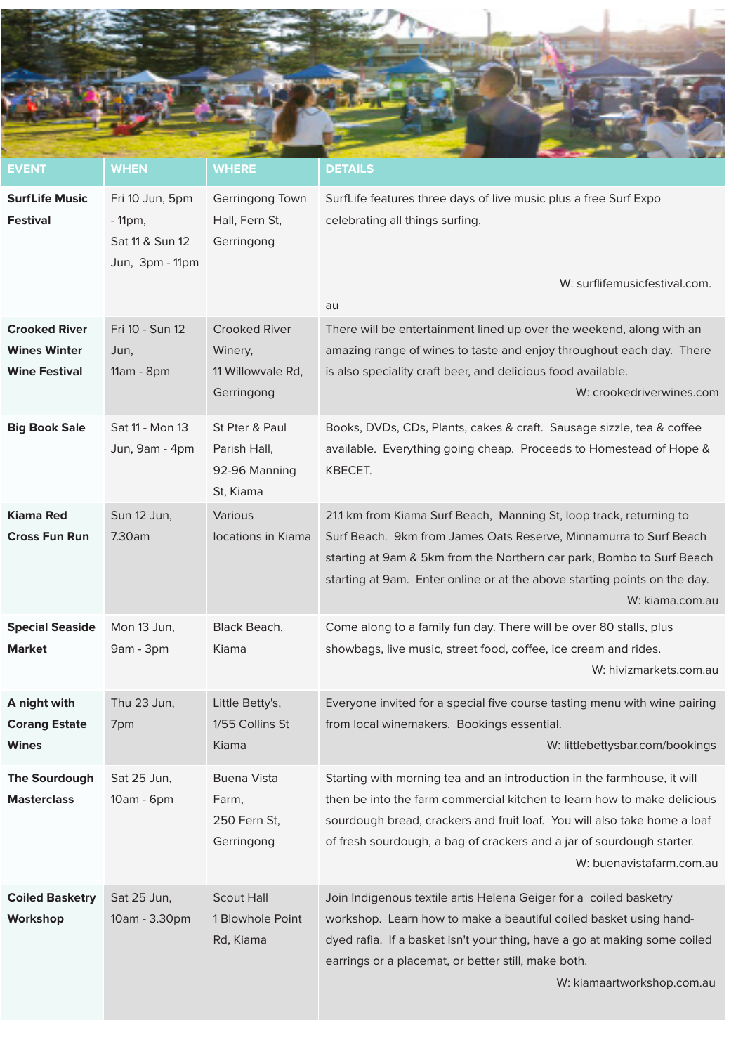| EVENT | WHEN | WHERE | DETAILS |
|---|---|---|---|
| **SurfLife Music Festival** | Fri 10 Jun, 5pm - 11pm, Sat 11 & Sun 12 Jun, 3pm - 11pm | Gerringong Town Hall, Fern St, Gerringong | SurfLife features three days of live music plus a free Surf Expo celebrating all things surfing. W: surflifemusicfestival.com.au |
| **Crooked River Wines Winter Wine Festival** | Fri 10 - Sun 12 Jun, 11am - 8pm | Crooked River Winery, 11 Willowvale Rd, Gerringong | There will be entertainment lined up over the weekend, along with an amazing range of wines to taste and enjoy throughout each day. There is also speciality craft beer, and delicious food available. W: crookedriverwines.com |
| **Big Book Sale** | Sat 11 - Mon 13 Jun, 9am - 4pm | St Pter & Paul Parish Hall, 92-96 Manning St, Kiama | Books, DVDs, CDs, Plants, cakes & craft. Sausage sizzle, tea & coffee available. Everything going cheap. Proceeds to Homestead of Hope & KBECET. |
| **Kiama Red Cross Fun Run** | Sun 12 Jun, 7.30am | Various locations in Kiama | 21.1 km from Kiama Surf Beach, Manning St, loop track, returning to Surf Beach. 9km from James Oats Reserve, Minnamurra to Surf Beach starting at 9am & 5km from the Northern car park, Bombo to Surf Beach starting at 9am. Enter online or at the above starting points on the day. W: kiama.com.au |
| **Special Seaside Market** | Mon 13 Jun, 9am - 3pm | Black Beach, Kiama | Come along to a family fun day. There will be over 80 stalls, plus showbags, live music, street food, coffee, ice cream and rides. W: hivizmarkets.com.au |
| **A night with Corang Estate Wines** | Thu 23 Jun, 7pm | Little Betty's, 1/55 Collins St Kiama | Everyone invited for a special five course tasting menu with wine pairing from local winemakers. Bookings essential. W: littlebettysbar.com/bookings |
| **The Sourdough Masterclass** | Sat 25 Jun, 10am - 6pm | Buena Vista Farm, 250 Fern St, Gerringong | Starting with morning tea and an introduction in the farmhouse, it will then be into the farm commercial kitchen to learn how to make delicious sourdough bread, crackers and fruit loaf. You will also take home a loaf of fresh sourdough, a bag of crackers and a jar of sourdough starter. W: buenavistafarm.com.au |
| **Coiled Basketry Workshop** | Sat 25 Jun, 10am - 3.30pm | Scout Hall 1 Blowhole Point Rd, Kiama | Join Indigenous textile artis Helena Geiger for a coiled basketry workshop. Learn how to make a beautiful coiled basket using hand-dyed rafia. If a basket isn't your thing, have a go at making some coiled earrings or a placemat, or better still, make both. W: kiamaartworkshop.com.au |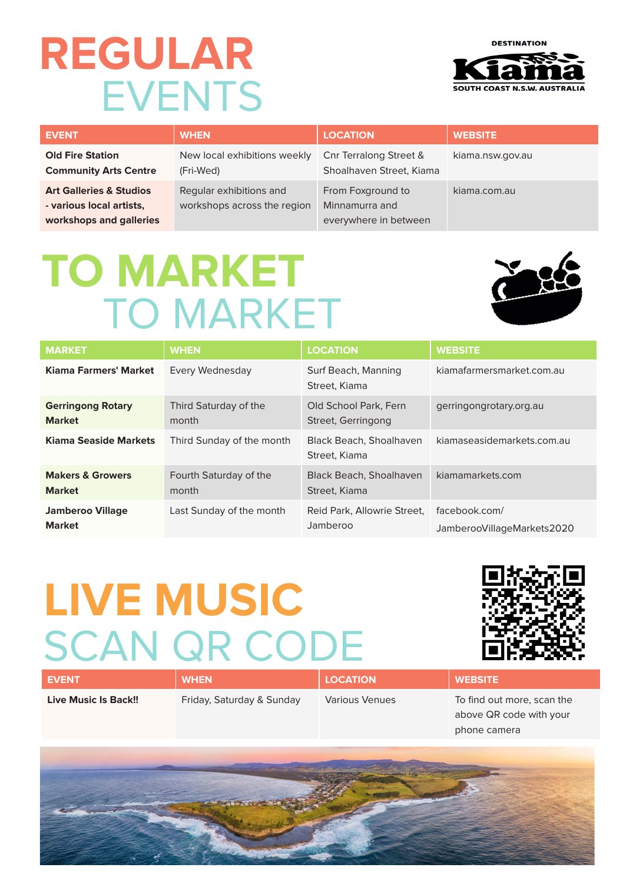# REGULAR EVENTS

DESTINATION Kiama SOUTH COAST N.S.W. AUSTRALIA

| EVENT | WHEN | LOCATION | WEBSITE |
|---|---|---|---|
| **Old Fire Station Community Arts Centre** | New local exhibitions weekly (Fri-Wed) | Cnr Terralong Street & Shoalhaven Street, Kiama | kiama.nsw.gov.au |
| **Art Galleries & Studios - various local artists, workshops and galleries** | Regular exhibitions and workshops across the region | From Foxground to Minnamurra and everywhere in between | kiama.com.au |

# TO MARKET TO MARKET

| MARKET | WHEN | LOCATION | WEBSITE |
|---|---|---|---|
| **Kiama Farmers' Market** | Every Wednesday | Surf Beach, Manning Street, Kiama | kiamafarmersmarket.com.au |
| **Gerringong Rotary Market** | Third Saturday of the month | Old School Park, Fern Street, Gerringong | gerringongrotary.org.au |
| **Kiama Seaside Markets** | Third Sunday of the month | Black Beach, Shoalhaven Street, Kiama | kiamaseasidemarkets.com.au |
| **Makers & Growers Market** | Fourth Saturday of the month | Black Beach, Shoalhaven Street, Kiama | kiamamarkets.com |
| **Jamberoo Village Market** | Last Sunday of the month | Reid Park, Allowrie Street, Jamberoo | facebook.com/JamberooVillageMarkets2020 |

# LIVE MUSIC SCAN QR CODE

| EVENT | WHEN | LOCATION | WEBSITE |
|---|---|---|---|
| **Live Music Is Back!!** | Friday, Saturday & Sunday | Various Venues | To find out more, scan the above QR code with your phone camera |